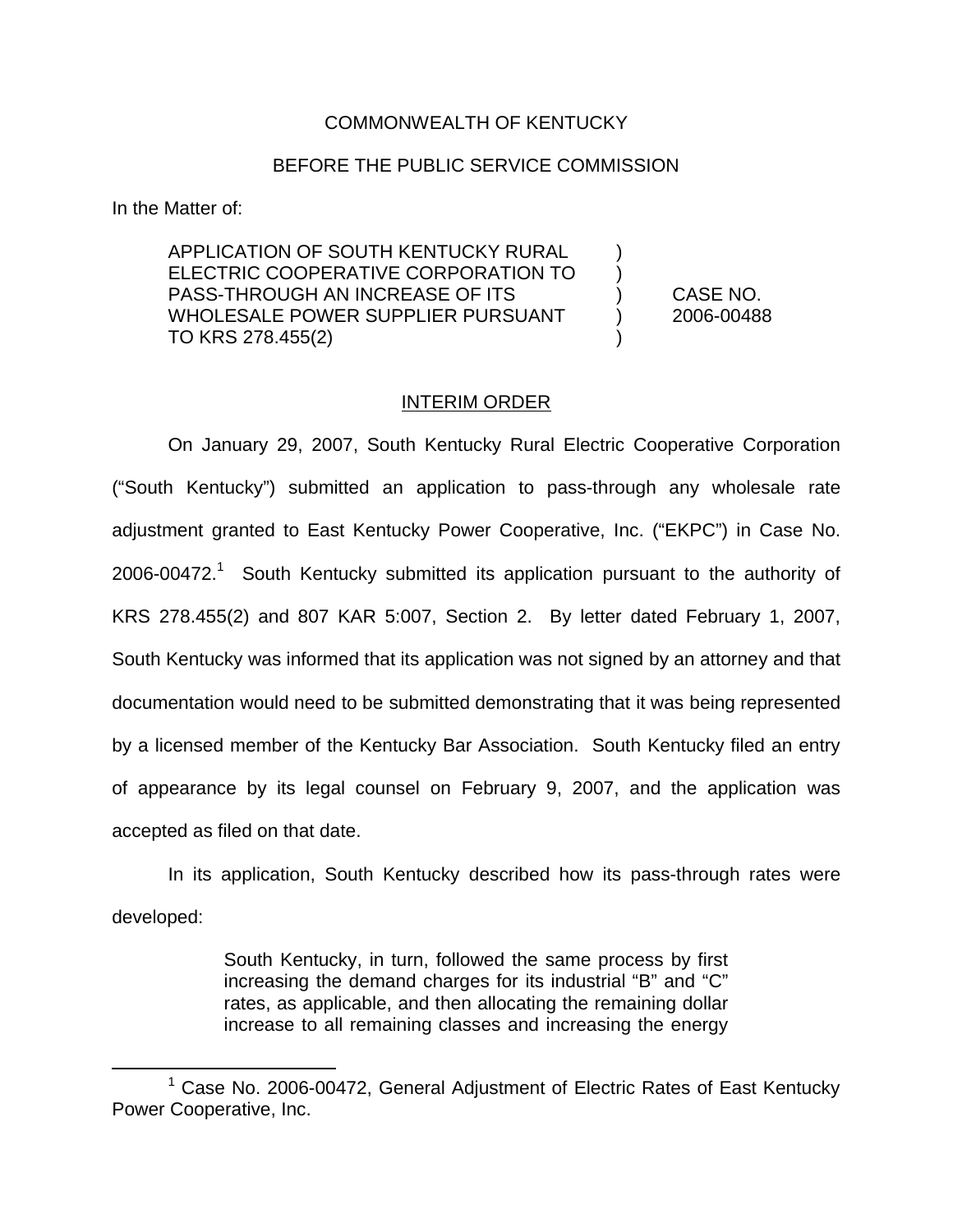COMMONWEALTH OF KENTUCKY

BEFORE THE PUBLIC SERVICE COMMISSION

In the Matter of:

| | | |
|---|---|---|
| APPLICATION OF SOUTH KENTUCKY RURAL ELECTRIC COOPERATIVE CORPORATION TO PASS-THROUGH AN INCREASE OF ITS WHOLESALE POWER SUPPLIER PURSUANT TO KRS 278.455(2) | ) ) ) ) ) | CASE NO. 2006-00488 |

## INTERIM ORDER

On January 29, 2007, South Kentucky Rural Electric Cooperative Corporation ("South Kentucky") submitted an application to pass-through any wholesale rate adjustment granted to East Kentucky Power Cooperative, Inc. ("EKPC") in Case No. 2006-00472.[1] South Kentucky submitted its application pursuant to the authority of KRS 278.455(2) and 807 KAR 5:007, Section 2. By letter dated February 1, 2007, South Kentucky was informed that its application was not signed by an attorney and that documentation would need to be submitted demonstrating that it was being represented by a licensed member of the Kentucky Bar Association. South Kentucky filed an entry of appearance by its legal counsel on February 9, 2007, and the application was accepted as filed on that date.

In its application, South Kentucky described how its pass-through rates were developed:

> South Kentucky, in turn, followed the same process by first increasing the demand charges for its industrial "B" and "C" rates, as applicable, and then allocating the remaining dollar increase to all remaining classes and increasing the energy

[1] Case No. 2006-00472, General Adjustment of Electric Rates of East Kentucky Power Cooperative, Inc.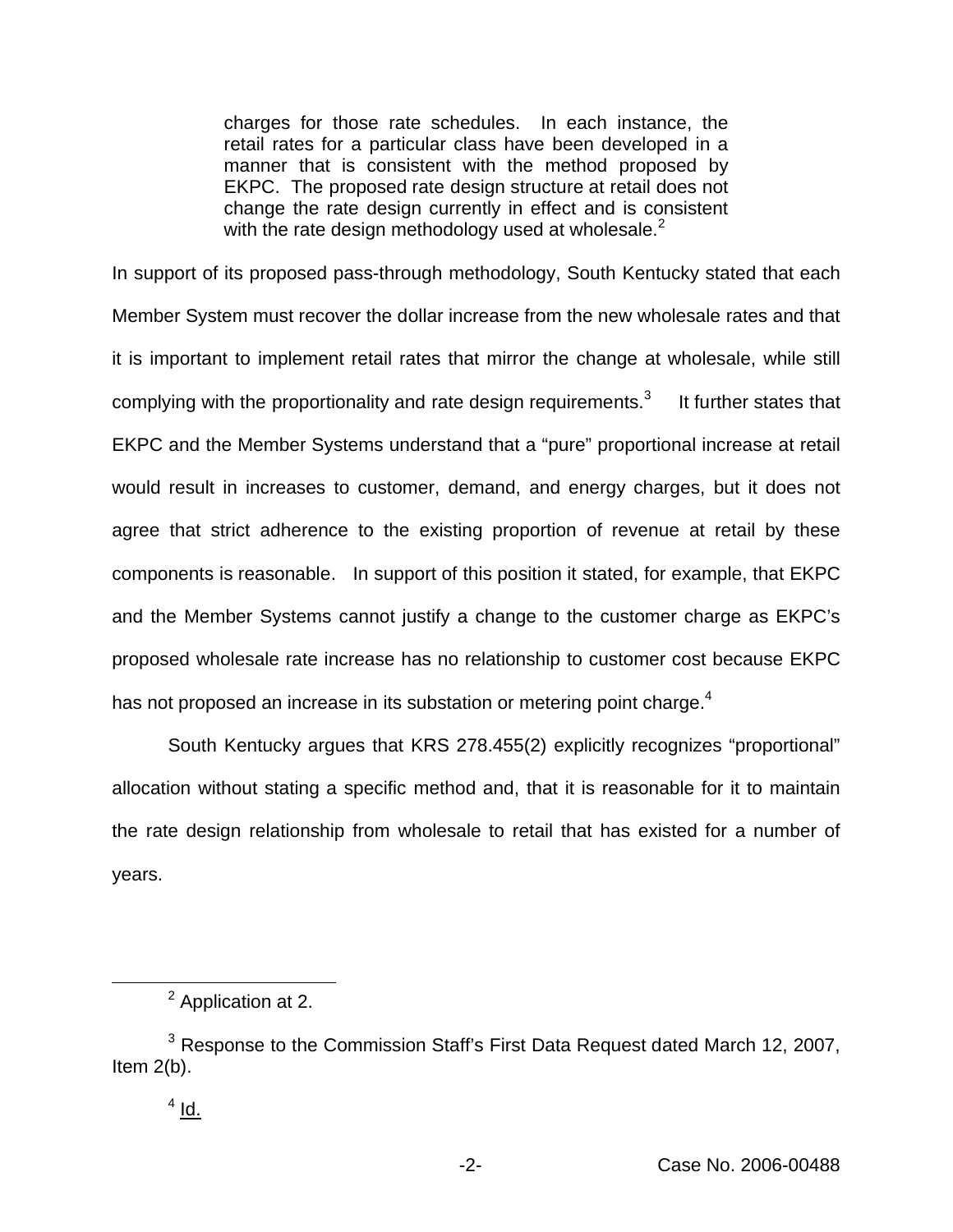> charges for those rate schedules. In each instance, the retail rates for a particular class have been developed in a manner that is consistent with the method proposed by EKPC. The proposed rate design structure at retail does not change the rate design currently in effect and is consistent with the rate design methodology used at wholesale.[2]

In support of its proposed pass-through methodology, South Kentucky stated that each Member System must recover the dollar increase from the new wholesale rates and that it is important to implement retail rates that mirror the change at wholesale, while still complying with the proportionality and rate design requirements.[3] It further states that EKPC and the Member Systems understand that a "pure" proportional increase at retail would result in increases to customer, demand, and energy charges, but it does not agree that strict adherence to the existing proportion of revenue at retail by these components is reasonable. In support of this position it stated, for example, that EKPC and the Member Systems cannot justify a change to the customer charge as EKPC's proposed wholesale rate increase has no relationship to customer cost because EKPC has not proposed an increase in its substation or metering point charge.[4]

South Kentucky argues that KRS 278.455(2) explicitly recognizes "proportional" allocation without stating a specific method and, that it is reasonable for it to maintain the rate design relationship from wholesale to retail that has existed for a number of years.

---

[2] Application at 2.

[3] Response to the Commission Staff's First Data Request dated March 12, 2007, Item 2(b).

[4] Id.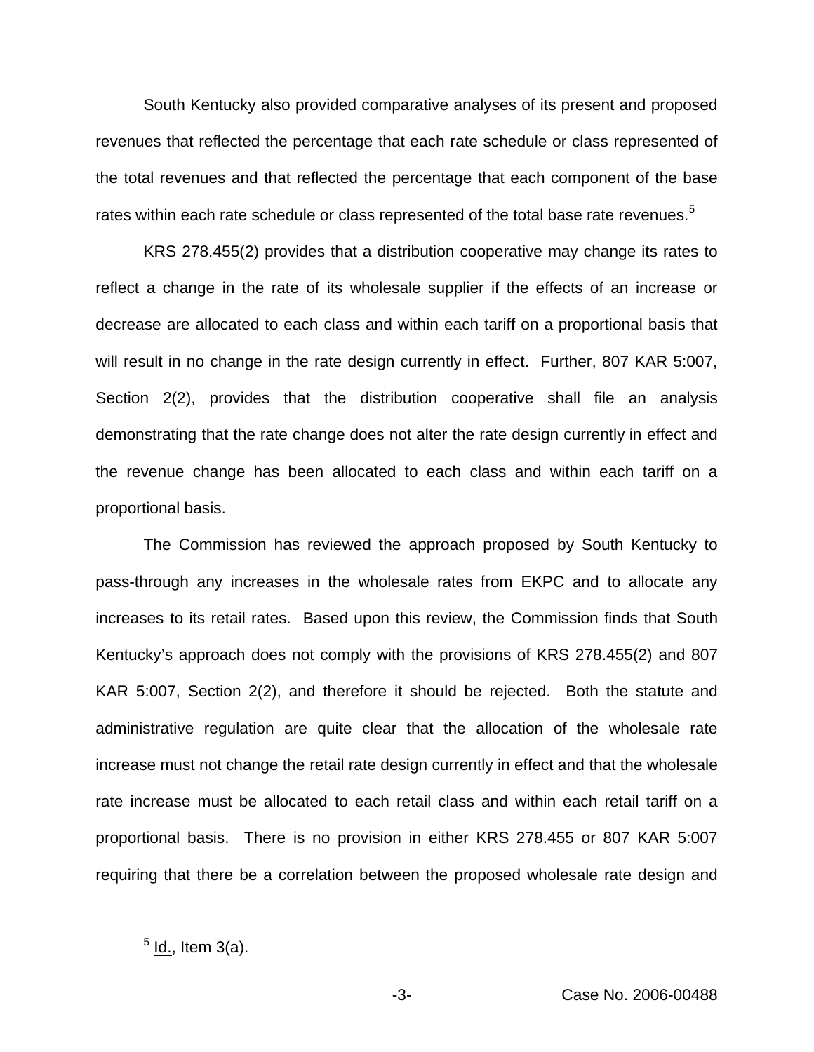South Kentucky also provided comparative analyses of its present and proposed revenues that reflected the percentage that each rate schedule or class represented of the total revenues and that reflected the percentage that each component of the base rates within each rate schedule or class represented of the total base rate revenues.[5]

KRS 278.455(2) provides that a distribution cooperative may change its rates to reflect a change in the rate of its wholesale supplier if the effects of an increase or decrease are allocated to each class and within each tariff on a proportional basis that will result in no change in the rate design currently in effect. Further, 807 KAR 5:007, Section 2(2), provides that the distribution cooperative shall file an analysis demonstrating that the rate change does not alter the rate design currently in effect and the revenue change has been allocated to each class and within each tariff on a proportional basis.

The Commission has reviewed the approach proposed by South Kentucky to pass-through any increases in the wholesale rates from EKPC and to allocate any increases to its retail rates. Based upon this review, the Commission finds that South Kentucky's approach does not comply with the provisions of KRS 278.455(2) and 807 KAR 5:007, Section 2(2), and therefore it should be rejected. Both the statute and administrative regulation are quite clear that the allocation of the wholesale rate increase must not change the retail rate design currently in effect and that the wholesale rate increase must be allocated to each retail class and within each retail tariff on a proportional basis. There is no provision in either KRS 278.455 or 807 KAR 5:007 requiring that there be a correlation between the proposed wholesale rate design and

[5] Id., Item 3(a).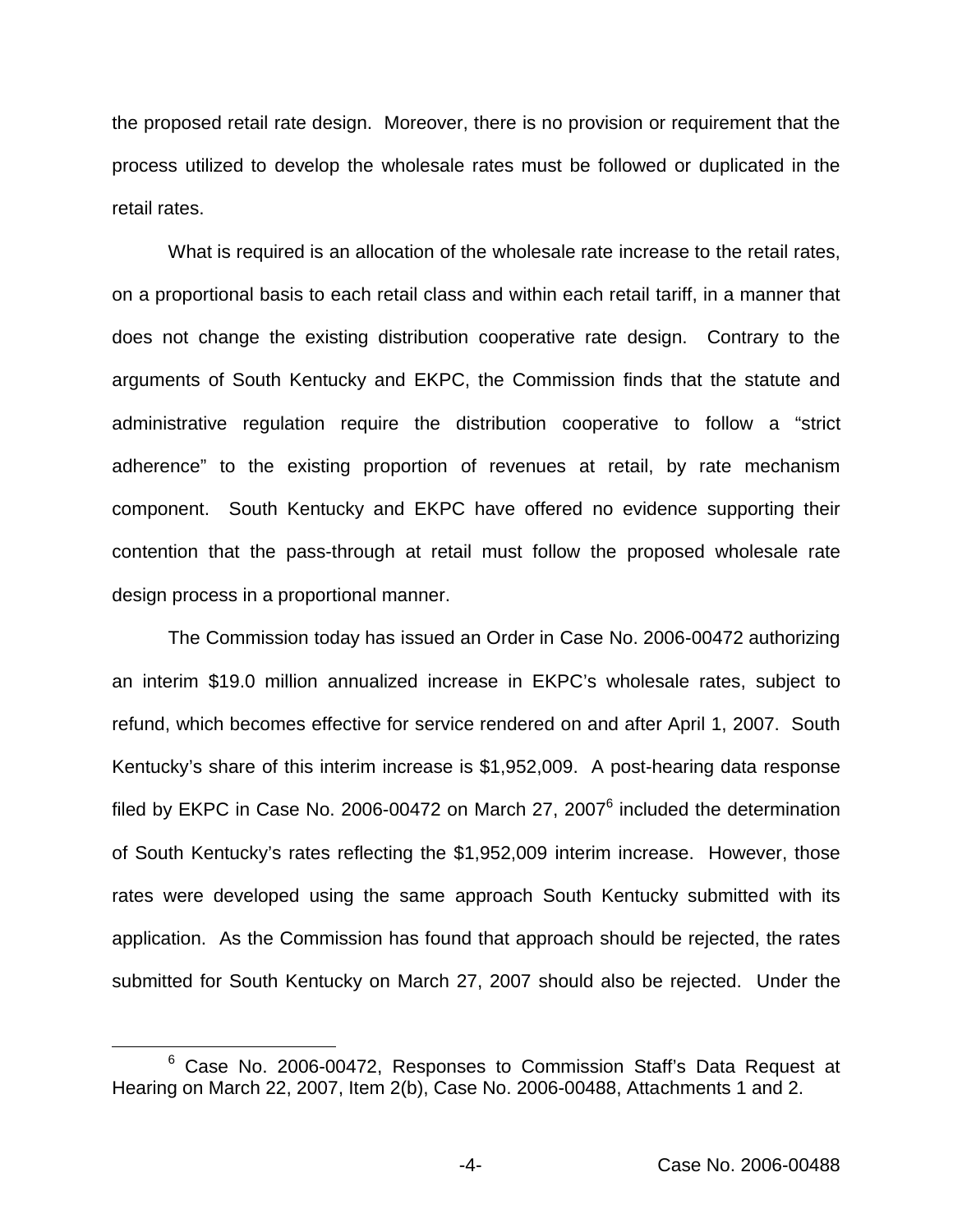the proposed retail rate design. Moreover, there is no provision or requirement that the process utilized to develop the wholesale rates must be followed or duplicated in the retail rates.

What is required is an allocation of the wholesale rate increase to the retail rates, on a proportional basis to each retail class and within each retail tariff, in a manner that does not change the existing distribution cooperative rate design. Contrary to the arguments of South Kentucky and EKPC, the Commission finds that the statute and administrative regulation require the distribution cooperative to follow a "strict adherence" to the existing proportion of revenues at retail, by rate mechanism component. South Kentucky and EKPC have offered no evidence supporting their contention that the pass-through at retail must follow the proposed wholesale rate design process in a proportional manner.

The Commission today has issued an Order in Case No. 2006-00472 authorizing an interim $19.0 million annualized increase in EKPC's wholesale rates, subject to refund, which becomes effective for service rendered on and after April 1, 2007. South Kentucky's share of this interim increase is $1,952,009. A post-hearing data response filed by EKPC in Case No. 2006-00472 on March 27, 2007[6] included the determination of South Kentucky's rates reflecting the $1,952,009 interim increase. However, those rates were developed using the same approach South Kentucky submitted with its application. As the Commission has found that approach should be rejected, the rates submitted for South Kentucky on March 27, 2007 should also be rejected. Under the

[6] Case No. 2006-00472, Responses to Commission Staff's Data Request at Hearing on March 22, 2007, Item 2(b), Case No. 2006-00488, Attachments 1 and 2.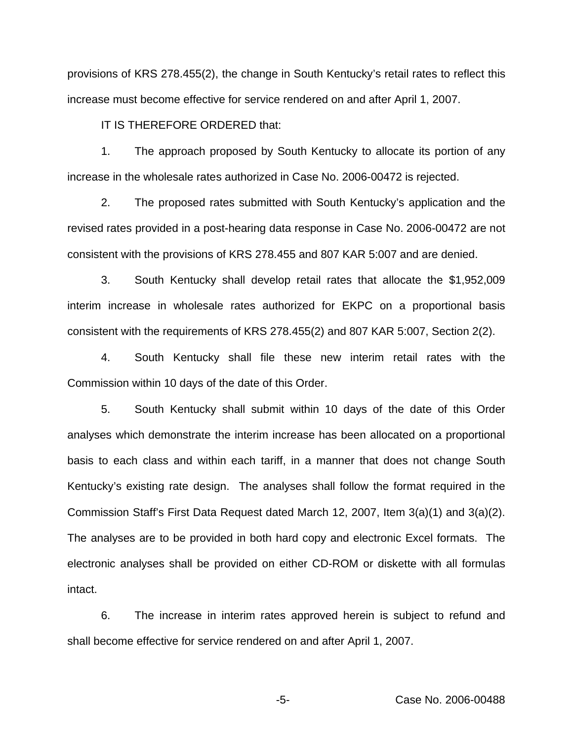provisions of KRS 278.455(2), the change in South Kentucky's retail rates to reflect this increase must become effective for service rendered on and after April 1, 2007.

IT IS THEREFORE ORDERED that:

1. The approach proposed by South Kentucky to allocate its portion of any increase in the wholesale rates authorized in Case No. 2006-00472 is rejected.

2. The proposed rates submitted with South Kentucky's application and the revised rates provided in a post-hearing data response in Case No. 2006-00472 are not consistent with the provisions of KRS 278.455 and 807 KAR 5:007 and are denied.

3. South Kentucky shall develop retail rates that allocate the $1,952,009 interim increase in wholesale rates authorized for EKPC on a proportional basis consistent with the requirements of KRS 278.455(2) and 807 KAR 5:007, Section 2(2).

4. South Kentucky shall file these new interim retail rates with the Commission within 10 days of the date of this Order.

5. South Kentucky shall submit within 10 days of the date of this Order analyses which demonstrate the interim increase has been allocated on a proportional basis to each class and within each tariff, in a manner that does not change South Kentucky's existing rate design. The analyses shall follow the format required in the Commission Staff's First Data Request dated March 12, 2007, Item 3(a)(1) and 3(a)(2). The analyses are to be provided in both hard copy and electronic Excel formats. The electronic analyses shall be provided on either CD-ROM or diskette with all formulas intact.

6. The increase in interim rates approved herein is subject to refund and shall become effective for service rendered on and after April 1, 2007.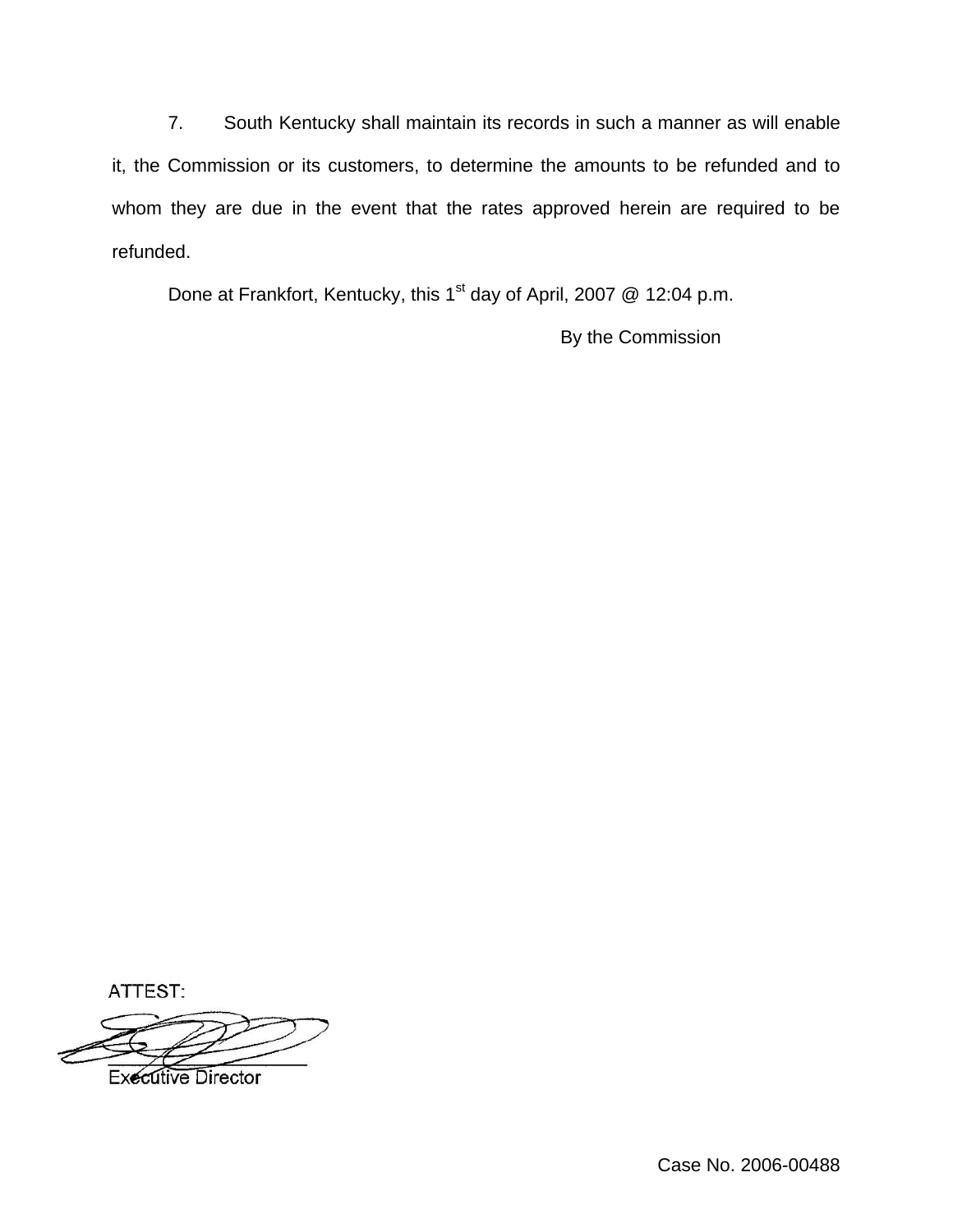7. South Kentucky shall maintain its records in such a manner as will enable it, the Commission or its customers, to determine the amounts to be refunded and to whom they are due in the event that the rates approved herein are required to be refunded.

Done at Frankfort, Kentucky, this 1st day of April, 2007 @ 12:04 p.m.

By the Commission

ATTEST:

Executive Director

Case No. 2006-00488